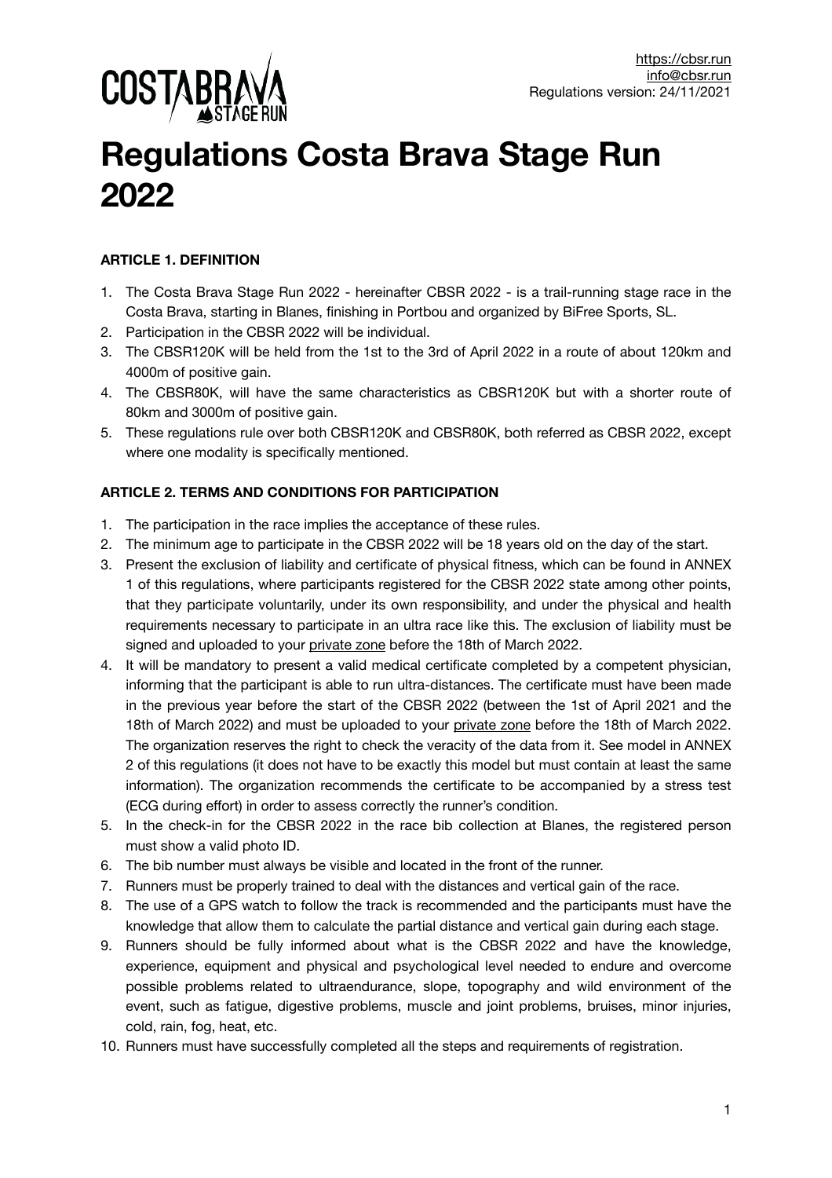https://cbsr.run
info@cbsr.run
Regulations version: 24/11/2021

# Regulations Costa Brava Stage Run 2022

**ARTICLE 1. DEFINITION**

1. The Costa Brava Stage Run 2022 - hereinafter CBSR 2022 - is a trail-running stage race in the Costa Brava, starting in Blanes, finishing in Portbou and organized by BiFree Sports, SL.
2. Participation in the CBSR 2022 will be individual.
3. The CBSR120K will be held from the 1st to the 3rd of April 2022 in a route of about 120km and 4000m of positive gain.
4. The CBSR80K, will have the same characteristics as CBSR120K but with a shorter route of 80km and 3000m of positive gain.
5. These regulations rule over both CBSR120K and CBSR80K, both referred as CBSR 2022, except where one modality is specifically mentioned.

**ARTICLE 2. TERMS AND CONDITIONS FOR PARTICIPATION**

1. The participation in the race implies the acceptance of these rules.
2. The minimum age to participate in the CBSR 2022 will be 18 years old on the day of the start.
3. Present the exclusion of liability and certificate of physical fitness, which can be found in ANNEX 1 of this regulations, where participants registered for the CBSR 2022 state among other points, that they participate voluntarily, under its own responsibility, and under the physical and health requirements necessary to participate in an ultra race like this. The exclusion of liability must be signed and uploaded to your private zone before the 18th of March 2022.
4. It will be mandatory to present a valid medical certificate completed by a competent physician, informing that the participant is able to run ultra-distances. The certificate must have been made in the previous year before the start of the CBSR 2022 (between the 1st of April 2021 and the 18th of March 2022) and must be uploaded to your private zone before the 18th of March 2022. The organization reserves the right to check the veracity of the data from it. See model in ANNEX 2 of this regulations (it does not have to be exactly this model but must contain at least the same information). The organization recommends the certificate to be accompanied by a stress test (ECG during effort) in order to assess correctly the runner's condition.
5. In the check-in for the CBSR 2022 in the race bib collection at Blanes, the registered person must show a valid photo ID.
6. The bib number must always be visible and located in the front of the runner.
7. Runners must be properly trained to deal with the distances and vertical gain of the race.
8. The use of a GPS watch to follow the track is recommended and the participants must have the knowledge that allow them to calculate the partial distance and vertical gain during each stage.
9. Runners should be fully informed about what is the CBSR 2022 and have the knowledge, experience, equipment and physical and psychological level needed to endure and overcome possible problems related to ultraendurance, slope, topography and wild environment of the event, such as fatigue, digestive problems, muscle and joint problems, bruises, minor injuries, cold, rain, fog, heat, etc.
10. Runners must have successfully completed all the steps and requirements of registration.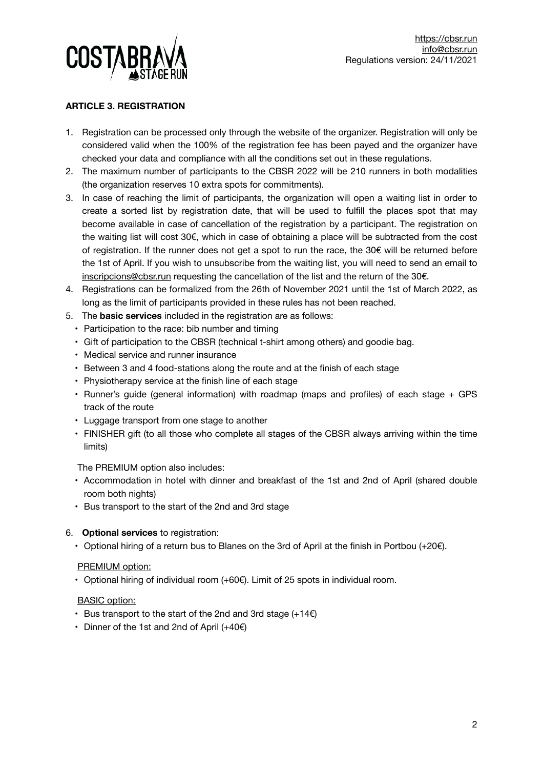### ARTICLE 3. REGISTRATION

1. Registration can be processed only through the website of the organizer. Registration will only be considered valid when the 100% of the registration fee has been payed and the organizer have checked your data and compliance with all the conditions set out in these regulations.
2. The maximum number of participants to the CBSR 2022 will be 210 runners in both modalities (the organization reserves 10 extra spots for commitments).
3. In case of reaching the limit of participants, the organization will open a waiting list in order to create a sorted list by registration date, that will be used to fulfill the places spot that may become available in case of cancellation of the registration by a participant. The registration on the waiting list will cost 30€, which in case of obtaining a place will be subtracted from the cost of registration. If the runner does not get a spot to run the race, the 30€ will be returned before the 1st of April. If you wish to unsubscribe from the waiting list, you will need to send an email to inscripcions@cbsr.run requesting the cancellation of the list and the return of the 30€.
4. Registrations can be formalized from the 26th of November 2021 until the 1st of March 2022, as long as the limit of participants provided in these rules has not been reached.
5. The **basic services** included in the registration are as follows:
   - Participation to the race: bib number and timing
   - Gift of participation to the CBSR (technical t-shirt among others) and goodie bag.
   - Medical service and runner insurance
   - Between 3 and 4 food-stations along the route and at the finish of each stage
   - Physiotherapy service at the finish line of each stage
   - Runner's guide (general information) with roadmap (maps and profiles) of each stage + GPS track of the route
   - Luggage transport from one stage to another
   - FINISHER gift (to all those who complete all stages of the CBSR always arriving within the time limits)

   The PREMIUM option also includes:

   - Accommodation in hotel with dinner and breakfast of the 1st and 2nd of April (shared double room both nights)
   - Bus transport to the start of the 2nd and 3rd stage

6. **Optional services** to registration:
   - Optional hiring of a return bus to Blanes on the 3rd of April at the finish in Portbou (+20€).

   PREMIUM option:

   - Optional hiring of individual room (+60€). Limit of 25 spots in individual room.

   BASIC option:

   - Bus transport to the start of the 2nd and 3rd stage (+14€)
   - Dinner of the 1st and 2nd of April (+40€)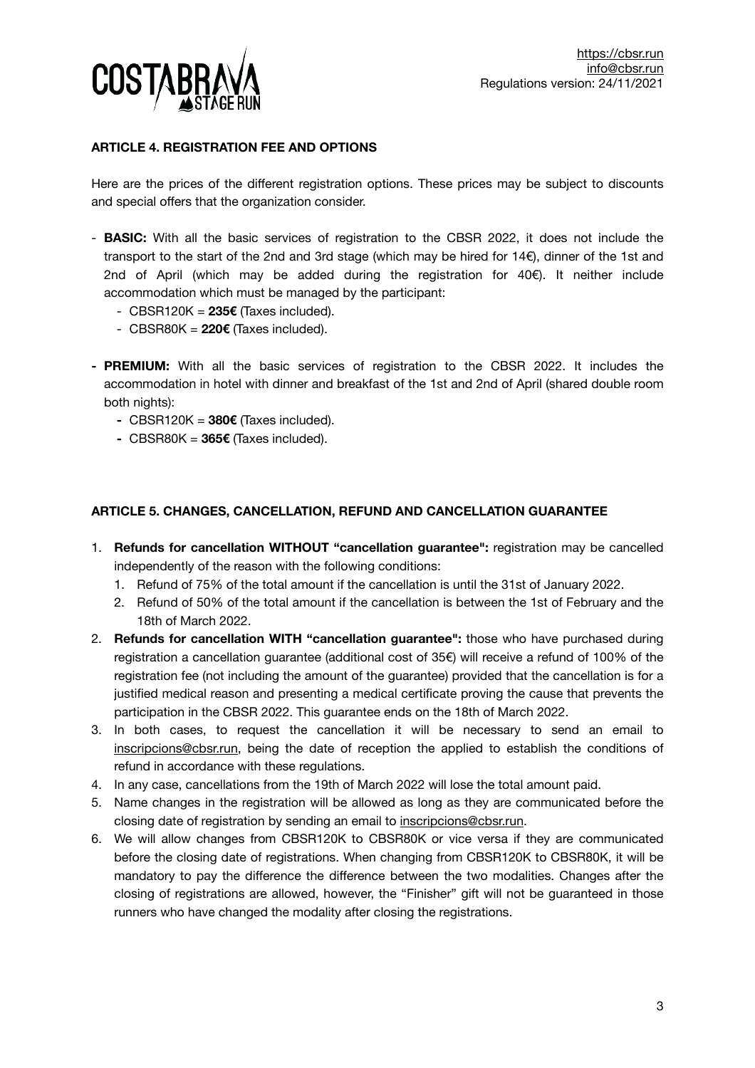## ARTICLE 4. REGISTRATION FEE AND OPTIONS

Here are the prices of the different registration options. These prices may be subject to discounts and special offers that the organization consider.

- **BASIC:** With all the basic services of registration to the CBSR 2022, it does not include the transport to the start of the 2nd and 3rd stage (which may be hired for 14€), dinner of the 1st and 2nd of April (which may be added during the registration for 40€). It neither include accommodation which must be managed by the participant:
  - CBSR120K = **235€** (Taxes included).
  - CBSR80K = **220€** (Taxes included).
- **PREMIUM:** With all the basic services of registration to the CBSR 2022. It includes the accommodation in hotel with dinner and breakfast of the 1st and 2nd of April (shared double room both nights):
  - CBSR120K = **380€** (Taxes included).
  - CBSR80K = **365€** (Taxes included).

## ARTICLE 5. CHANGES, CANCELLATION, REFUND AND CANCELLATION GUARANTEE

1. **Refunds for cancellation WITHOUT "cancellation guarantee":** registration may be cancelled independently of the reason with the following conditions:
   1. Refund of 75% of the total amount if the cancellation is until the 31st of January 2022.
   2. Refund of 50% of the total amount if the cancellation is between the 1st of February and the 18th of March 2022.
2. **Refunds for cancellation WITH "cancellation guarantee":** those who have purchased during registration a cancellation guarantee (additional cost of 35€) will receive a refund of 100% of the registration fee (not including the amount of the guarantee) provided that the cancellation is for a justified medical reason and presenting a medical certificate proving the cause that prevents the participation in the CBSR 2022. This guarantee ends on the 18th of March 2022.
3. In both cases, to request the cancellation it will be necessary to send an email to inscripcions@cbsr.run, being the date of reception the applied to establish the conditions of refund in accordance with these regulations.
4. In any case, cancellations from the 19th of March 2022 will lose the total amount paid.
5. Name changes in the registration will be allowed as long as they are communicated before the closing date of registration by sending an email to inscripcions@cbsr.run.
6. We will allow changes from CBSR120K to CBSR80K or vice versa if they are communicated before the closing date of registrations. When changing from CBSR120K to CBSR80K, it will be mandatory to pay the difference the difference between the two modalities. Changes after the closing of registrations are allowed, however, the "Finisher" gift will not be guaranteed in those runners who have changed the modality after closing the registrations.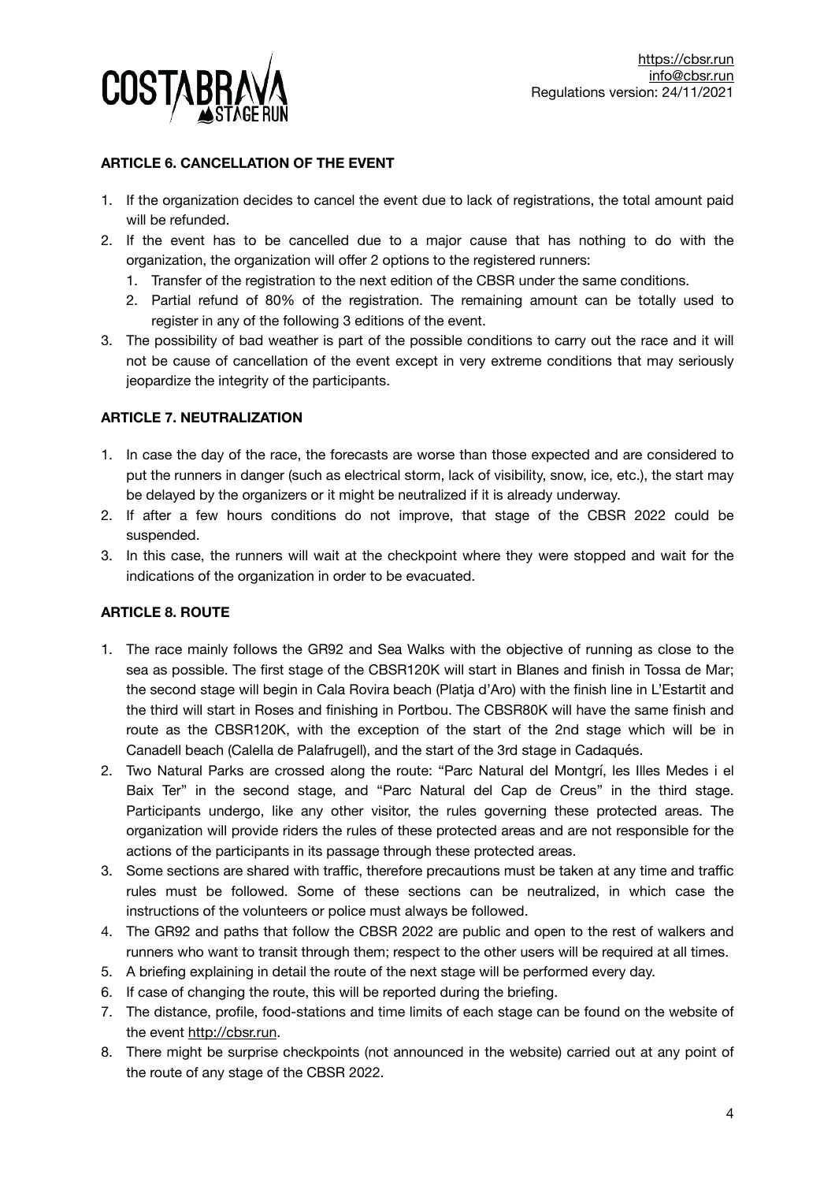**ARTICLE 6. CANCELLATION OF THE EVENT**

1. If the organization decides to cancel the event due to lack of registrations, the total amount paid will be refunded.
2. If the event has to be cancelled due to a major cause that has nothing to do with the organization, the organization will offer 2 options to the registered runners:
   1. Transfer of the registration to the next edition of the CBSR under the same conditions.
   2. Partial refund of 80% of the registration. The remaining amount can be totally used to register in any of the following 3 editions of the event.
3. The possibility of bad weather is part of the possible conditions to carry out the race and it will not be cause of cancellation of the event except in very extreme conditions that may seriously jeopardize the integrity of the participants.

**ARTICLE 7. NEUTRALIZATION**

1. In case the day of the race, the forecasts are worse than those expected and are considered to put the runners in danger (such as electrical storm, lack of visibility, snow, ice, etc.), the start may be delayed by the organizers or it might be neutralized if it is already underway.
2. If after a few hours conditions do not improve, that stage of the CBSR 2022 could be suspended.
3. In this case, the runners will wait at the checkpoint where they were stopped and wait for the indications of the organization in order to be evacuated.

**ARTICLE 8. ROUTE**

1. The race mainly follows the GR92 and Sea Walks with the objective of running as close to the sea as possible. The first stage of the CBSR120K will start in Blanes and finish in Tossa de Mar; the second stage will begin in Cala Rovira beach (Platja d'Aro) with the finish line in L'Estartit and the third will start in Roses and finishing in Portbou. The CBSR80K will have the same finish and route as the CBSR120K, with the exception of the start of the 2nd stage which will be in Canadell beach (Calella de Palafrugell), and the start of the 3rd stage in Cadaqués.
2. Two Natural Parks are crossed along the route: "Parc Natural del Montgrí, les Illes Medes i el Baix Ter" in the second stage, and "Parc Natural del Cap de Creus" in the third stage. Participants undergo, like any other visitor, the rules governing these protected areas. The organization will provide riders the rules of these protected areas and are not responsible for the actions of the participants in its passage through these protected areas.
3. Some sections are shared with traffic, therefore precautions must be taken at any time and traffic rules must be followed. Some of these sections can be neutralized, in which case the instructions of the volunteers or police must always be followed.
4. The GR92 and paths that follow the CBSR 2022 are public and open to the rest of walkers and runners who want to transit through them; respect to the other users will be required at all times.
5. A briefing explaining in detail the route of the next stage will be performed every day.
6. If case of changing the route, this will be reported during the briefing.
7. The distance, profile, food-stations and time limits of each stage can be found on the website of the event http://cbsr.run.
8. There might be surprise checkpoints (not announced in the website) carried out at any point of the route of any stage of the CBSR 2022.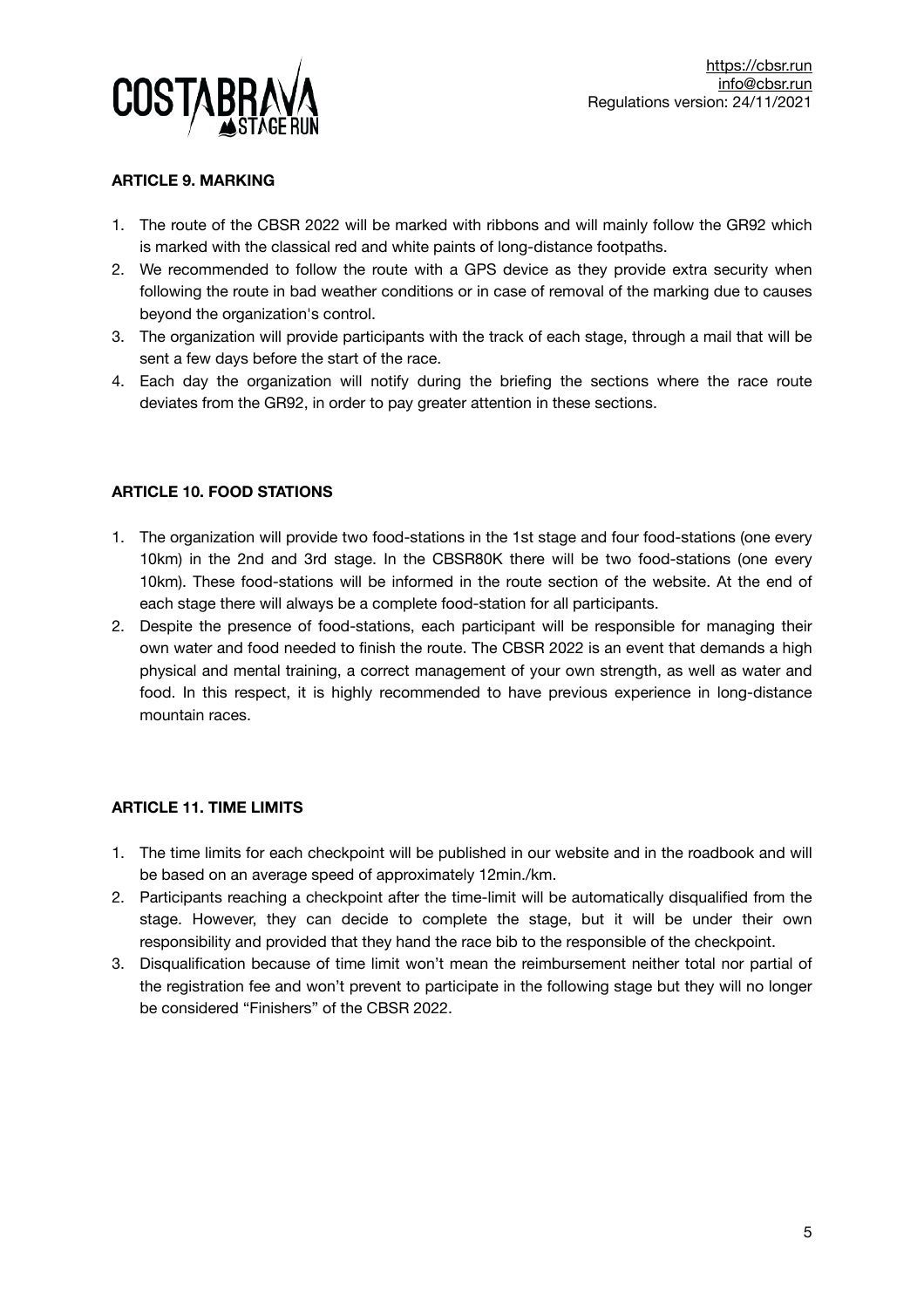### ARTICLE 9. MARKING

1. The route of the CBSR 2022 will be marked with ribbons and will mainly follow the GR92 which is marked with the classical red and white paints of long-distance footpaths.
2. We recommended to follow the route with a GPS device as they provide extra security when following the route in bad weather conditions or in case of removal of the marking due to causes beyond the organization's control.
3. The organization will provide participants with the track of each stage, through a mail that will be sent a few days before the start of the race.
4. Each day the organization will notify during the briefing the sections where the race route deviates from the GR92, in order to pay greater attention in these sections.

### ARTICLE 10. FOOD STATIONS

1. The organization will provide two food-stations in the 1st stage and four food-stations (one every 10km) in the 2nd and 3rd stage. In the CBSR80K there will be two food-stations (one every 10km). These food-stations will be informed in the route section of the website. At the end of each stage there will always be a complete food-station for all participants.
2. Despite the presence of food-stations, each participant will be responsible for managing their own water and food needed to finish the route. The CBSR 2022 is an event that demands a high physical and mental training, a correct management of your own strength, as well as water and food. In this respect, it is highly recommended to have previous experience in long-distance mountain races.

### ARTICLE 11. TIME LIMITS

1. The time limits for each checkpoint will be published in our website and in the roadbook and will be based on an average speed of approximately 12min./km.
2. Participants reaching a checkpoint after the time-limit will be automatically disqualified from the stage. However, they can decide to complete the stage, but it will be under their own responsibility and provided that they hand the race bib to the responsible of the checkpoint.
3. Disqualification because of time limit won't mean the reimbursement neither total nor partial of the registration fee and won't prevent to participate in the following stage but they will no longer be considered "Finishers" of the CBSR 2022.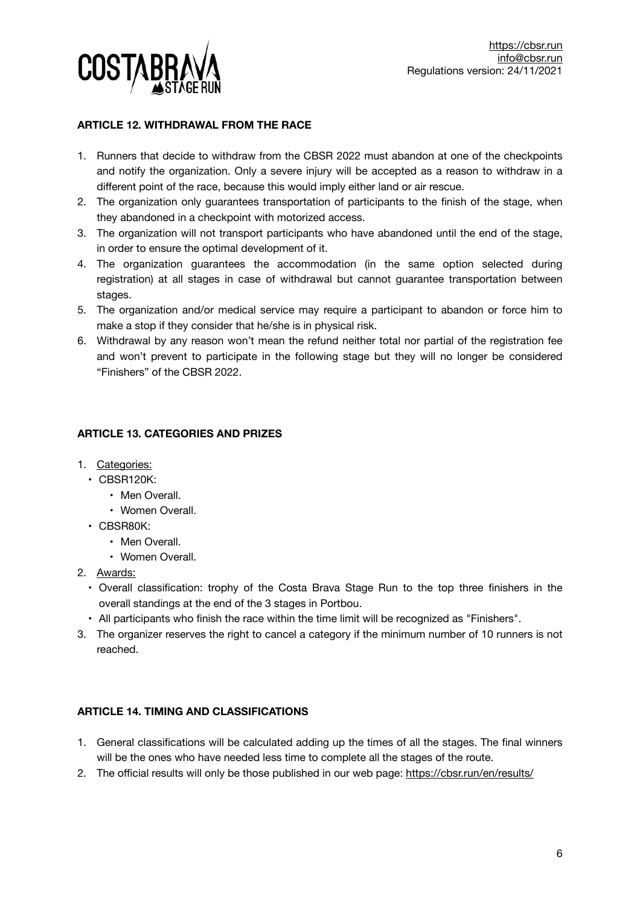### ARTICLE 12. WITHDRAWAL FROM THE RACE

1. Runners that decide to withdraw from the CBSR 2022 must abandon at one of the checkpoints and notify the organization. Only a severe injury will be accepted as a reason to withdraw in a different point of the race, because this would imply either land or air rescue.
2. The organization only guarantees transportation of participants to the finish of the stage, when they abandoned in a checkpoint with motorized access.
3. The organization will not transport participants who have abandoned until the end of the stage, in order to ensure the optimal development of it.
4. The organization guarantees the accommodation (in the same option selected during registration) at all stages in case of withdrawal but cannot guarantee transportation between stages.
5. The organization and/or medical service may require a participant to abandon or force him to make a stop if they consider that he/she is in physical risk.
6. Withdrawal by any reason won't mean the refund neither total nor partial of the registration fee and won't prevent to participate in the following stage but they will no longer be considered "Finishers" of the CBSR 2022.

### ARTICLE 13. CATEGORIES AND PRIZES

1. Categories:
   - CBSR120K:
     - Men Overall.
     - Women Overall.
   - CBSR80K:
     - Men Overall.
     - Women Overall.
2. Awards:
   - Overall classification: trophy of the Costa Brava Stage Run to the top three finishers in the overall standings at the end of the 3 stages in Portbou.
   - All participants who finish the race within the time limit will be recognized as "Finishers".
3. The organizer reserves the right to cancel a category if the minimum number of 10 runners is not reached.

### ARTICLE 14. TIMING AND CLASSIFICATIONS

1. General classifications will be calculated adding up the times of all the stages. The final winners will be the ones who have needed less time to complete all the stages of the route.
2. The official results will only be those published in our web page: https://cbsr.run/en/results/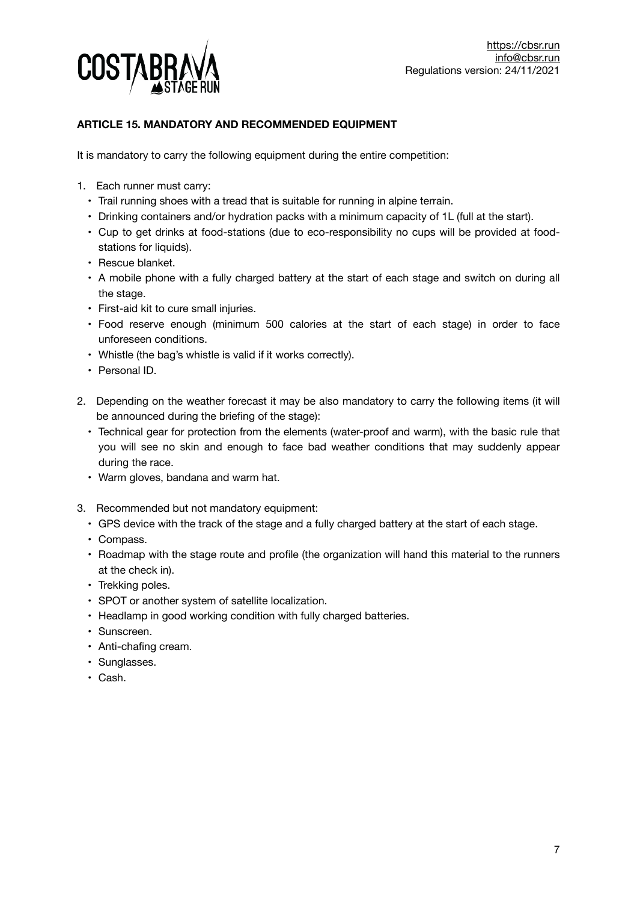## ARTICLE 15. MANDATORY AND RECOMMENDED EQUIPMENT

It is mandatory to carry the following equipment during the entire competition:

1. Each runner must carry:
   - Trail running shoes with a tread that is suitable for running in alpine terrain.
   - Drinking containers and/or hydration packs with a minimum capacity of 1L (full at the start).
   - Cup to get drinks at food-stations (due to eco-responsibility no cups will be provided at food-stations for liquids).
   - Rescue blanket.
   - A mobile phone with a fully charged battery at the start of each stage and switch on during all the stage.
   - First-aid kit to cure small injuries.
   - Food reserve enough (minimum 500 calories at the start of each stage) in order to face unforeseen conditions.
   - Whistle (the bag's whistle is valid if it works correctly).
   - Personal ID.

2. Depending on the weather forecast it may be also mandatory to carry the following items (it will be announced during the briefing of the stage):
   - Technical gear for protection from the elements (water-proof and warm), with the basic rule that you will see no skin and enough to face bad weather conditions that may suddenly appear during the race.
   - Warm gloves, bandana and warm hat.

3. Recommended but not mandatory equipment:
   - GPS device with the track of the stage and a fully charged battery at the start of each stage.
   - Compass.
   - Roadmap with the stage route and profile (the organization will hand this material to the runners at the check in).
   - Trekking poles.
   - SPOT or another system of satellite localization.
   - Headlamp in good working condition with fully charged batteries.
   - Sunscreen.
   - Anti-chafing cream.
   - Sunglasses.
   - Cash.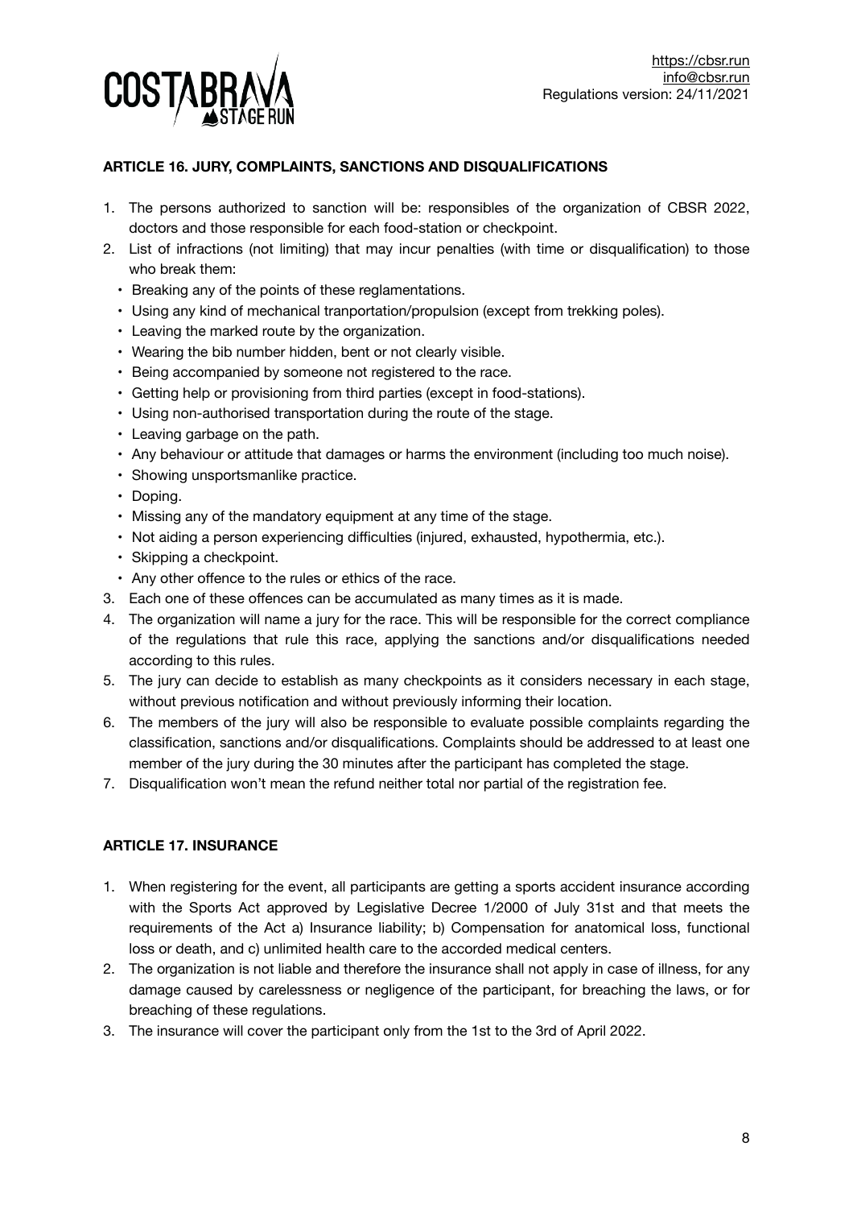### ARTICLE 16. JURY, COMPLAINTS, SANCTIONS AND DISQUALIFICATIONS

1. The persons authorized to sanction will be: responsibles of the organization of CBSR 2022, doctors and those responsible for each food-station or checkpoint.
2. List of infractions (not limiting) that may incur penalties (with time or disqualification) to those who break them:
   - Breaking any of the points of these reglamentations.
   - Using any kind of mechanical tranportation/propulsion (except from trekking poles).
   - Leaving the marked route by the organization.
   - Wearing the bib number hidden, bent or not clearly visible.
   - Being accompanied by someone not registered to the race.
   - Getting help or provisioning from third parties (except in food-stations).
   - Using non-authorised transportation during the route of the stage.
   - Leaving garbage on the path.
   - Any behaviour or attitude that damages or harms the environment (including too much noise).
   - Showing unsportsmanlike practice.
   - Doping.
   - Missing any of the mandatory equipment at any time of the stage.
   - Not aiding a person experiencing difficulties (injured, exhausted, hypothermia, etc.).
   - Skipping a checkpoint.
   - Any other offence to the rules or ethics of the race.
3. Each one of these offences can be accumulated as many times as it is made.
4. The organization will name a jury for the race. This will be responsible for the correct compliance of the regulations that rule this race, applying the sanctions and/or disqualifications needed according to this rules.
5. The jury can decide to establish as many checkpoints as it considers necessary in each stage, without previous notification and without previously informing their location.
6. The members of the jury will also be responsible to evaluate possible complaints regarding the classification, sanctions and/or disqualifications. Complaints should be addressed to at least one member of the jury during the 30 minutes after the participant has completed the stage.
7. Disqualification won't mean the refund neither total nor partial of the registration fee.

### ARTICLE 17. INSURANCE

1. When registering for the event, all participants are getting a sports accident insurance according with the Sports Act approved by Legislative Decree 1/2000 of July 31st and that meets the requirements of the Act a) Insurance liability; b) Compensation for anatomical loss, functional loss or death, and c) unlimited health care to the accorded medical centers.
2. The organization is not liable and therefore the insurance shall not apply in case of illness, for any damage caused by carelessness or negligence of the participant, for breaching the laws, or for breaching of these regulations.
3. The insurance will cover the participant only from the 1st to the 3rd of April 2022.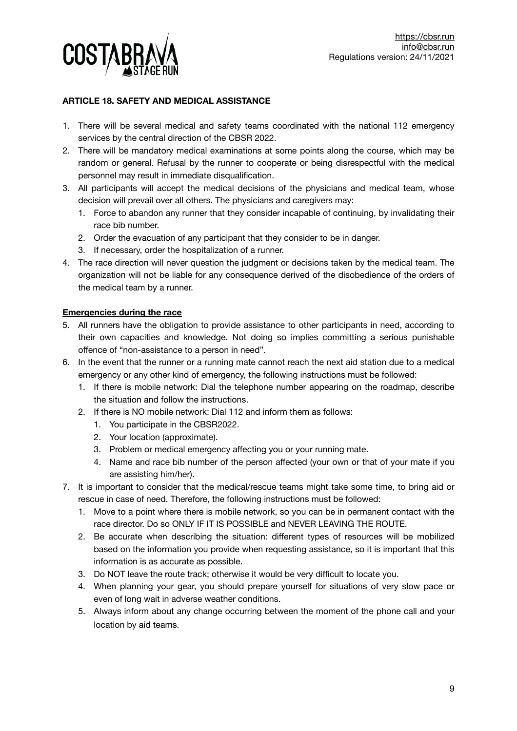**ARTICLE 18. SAFETY AND MEDICAL ASSISTANCE**

1. There will be several medical and safety teams coordinated with the national 112 emergency services by the central direction of the CBSR 2022.
2. There will be mandatory medical examinations at some points along the course, which may be random or general. Refusal by the runner to cooperate or being disrespectful with the medical personnel may result in immediate disqualification.
3. All participants will accept the medical decisions of the physicians and medical team, whose decision will prevail over all others. The physicians and caregivers may:
   1. Force to abandon any runner that they consider incapable of continuing, by invalidating their race bib number.
   2. Order the evacuation of any participant that they consider to be in danger.
   3. If necessary, order the hospitalization of a runner.
4. The race direction will never question the judgment or decisions taken by the medical team. The organization will not be liable for any consequence derived of the disobedience of the orders of the medical team by a runner.

**Emergencies during the race**

5. All runners have the obligation to provide assistance to other participants in need, according to their own capacities and knowledge. Not doing so implies committing a serious punishable offence of "non-assistance to a person in need".
6. In the event that the runner or a running mate cannot reach the next aid station due to a medical emergency or any other kind of emergency, the following instructions must be followed:
   1. If there is mobile network: Dial the telephone number appearing on the roadmap, describe the situation and follow the instructions.
   2. If there is NO mobile network: Dial 112 and inform them as follows:
      1. You participate in the CBSR2022.
      2. Your location (approximate).
      3. Problem or medical emergency affecting you or your running mate.
      4. Name and race bib number of the person affected (your own or that of your mate if you are assisting him/her).
7. It is important to consider that the medical/rescue teams might take some time, to bring aid or rescue in case of need. Therefore, the following instructions must be followed:
   1. Move to a point where there is mobile network, so you can be in permanent contact with the race director. Do so ONLY IF IT IS POSSIBLE and NEVER LEAVING THE ROUTE.
   2. Be accurate when describing the situation: different types of resources will be mobilized based on the information you provide when requesting assistance, so it is important that this information is as accurate as possible.
   3. Do NOT leave the route track; otherwise it would be very difficult to locate you.
   4. When planning your gear, you should prepare yourself for situations of very slow pace or even of long wait in adverse weather conditions.
   5. Always inform about any change occurring between the moment of the phone call and your location by aid teams.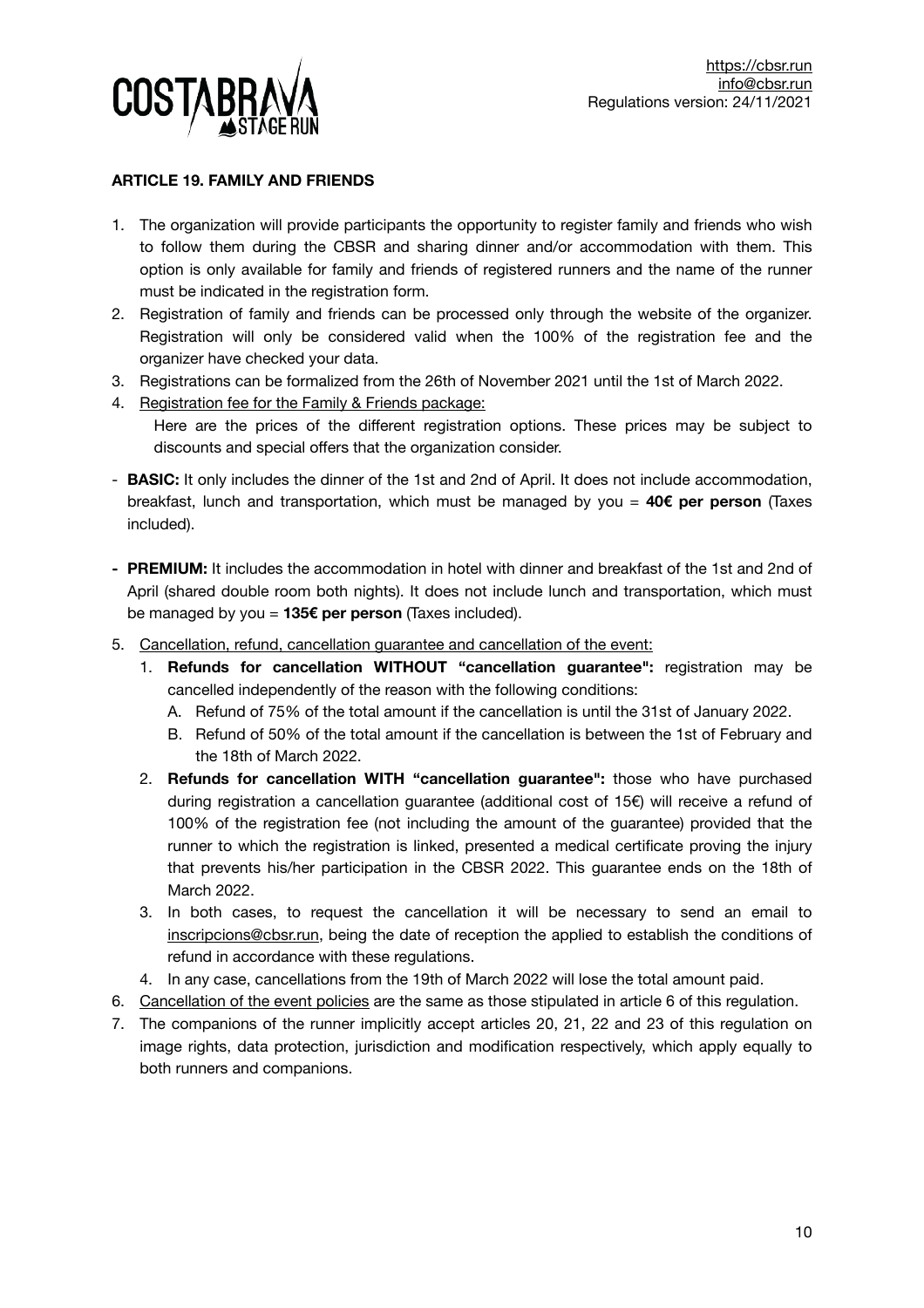## ARTICLE 19. FAMILY AND FRIENDS

1. The organization will provide participants the opportunity to register family and friends who wish to follow them during the CBSR and sharing dinner and/or accommodation with them. This option is only available for family and friends of registered runners and the name of the runner must be indicated in the registration form.
2. Registration of family and friends can be processed only through the website of the organizer. Registration will only be considered valid when the 100% of the registration fee and the organizer have checked your data.
3. Registrations can be formalized from the 26th of November 2021 until the 1st of March 2022.
4. Registration fee for the Family & Friends package:
   Here are the prices of the different registration options. These prices may be subject to discounts and special offers that the organization consider.

- **BASIC:** It only includes the dinner of the 1st and 2nd of April. It does not include accommodation, breakfast, lunch and transportation, which must be managed by you = **40€ per person** (Taxes included).

- **PREMIUM:** It includes the accommodation in hotel with dinner and breakfast of the 1st and 2nd of April (shared double room both nights). It does not include lunch and transportation, which must be managed by you = **135€ per person** (Taxes included).

5. Cancellation, refund, cancellation guarantee and cancellation of the event:
   1. **Refunds for cancellation WITHOUT "cancellation guarantee":** registration may be cancelled independently of the reason with the following conditions:
      A. Refund of 75% of the total amount if the cancellation is until the 31st of January 2022.
      B. Refund of 50% of the total amount if the cancellation is between the 1st of February and the 18th of March 2022.
   2. **Refunds for cancellation WITH "cancellation guarantee":** those who have purchased during registration a cancellation guarantee (additional cost of 15€) will receive a refund of 100% of the registration fee (not including the amount of the guarantee) provided that the runner to which the registration is linked, presented a medical certificate proving the injury that prevents his/her participation in the CBSR 2022. This guarantee ends on the 18th of March 2022.
   3. In both cases, to request the cancellation it will be necessary to send an email to inscripcions@cbsr.run, being the date of reception the applied to establish the conditions of refund in accordance with these regulations.
   4. In any case, cancellations from the 19th of March 2022 will lose the total amount paid.
6. Cancellation of the event policies are the same as those stipulated in article 6 of this regulation.
7. The companions of the runner implicitly accept articles 20, 21, 22 and 23 of this regulation on image rights, data protection, jurisdiction and modification respectively, which apply equally to both runners and companions.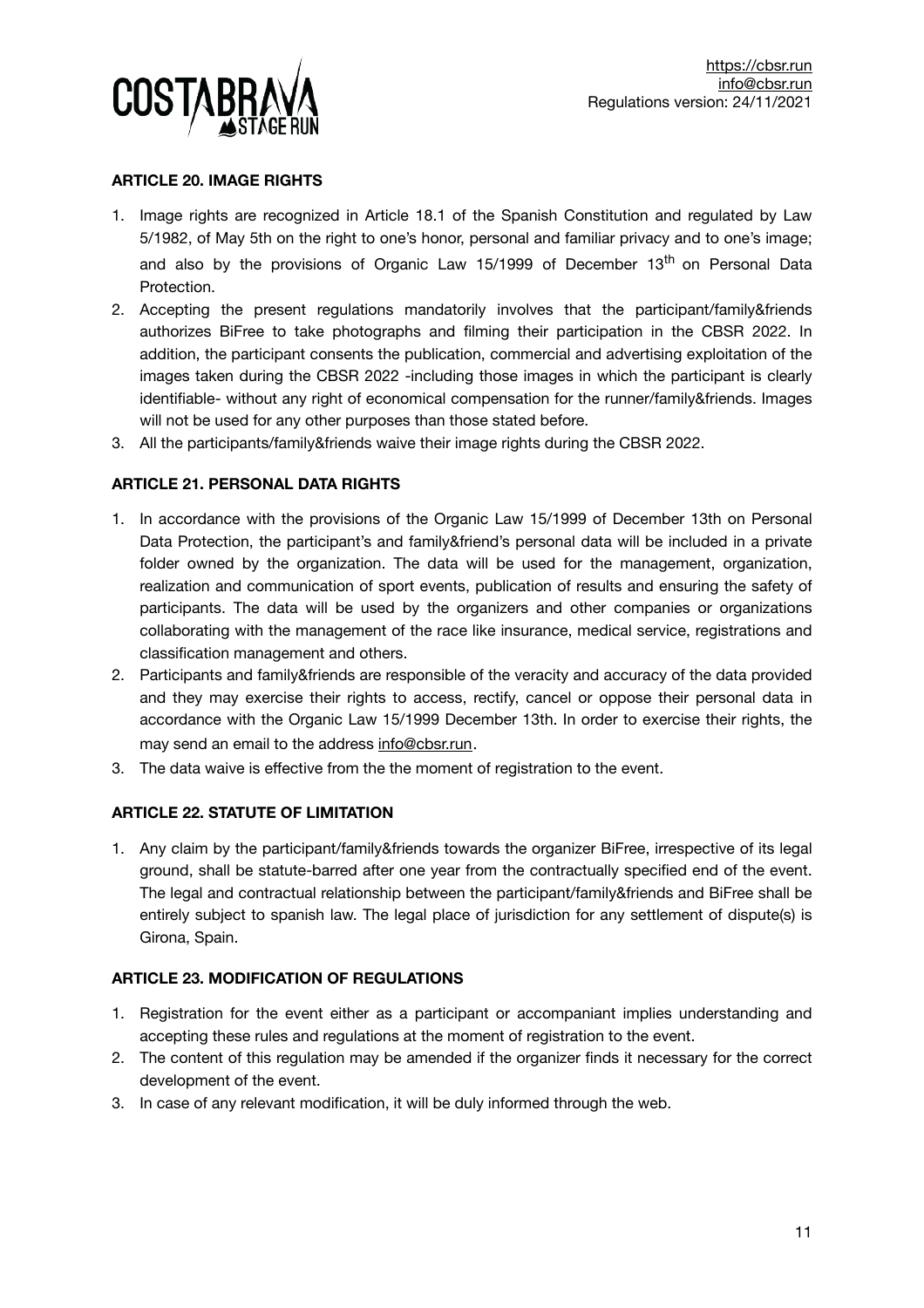### ARTICLE 20. IMAGE RIGHTS

1. Image rights are recognized in Article 18.1 of the Spanish Constitution and regulated by Law 5/1982, of May 5th on the right to one's honor, personal and familiar privacy and to one's image; and also by the provisions of Organic Law 15/1999 of December 13th on Personal Data Protection.
2. Accepting the present regulations mandatorily involves that the participant/family&friends authorizes BiFree to take photographs and filming their participation in the CBSR 2022. In addition, the participant consents the publication, commercial and advertising exploitation of the images taken during the CBSR 2022 -including those images in which the participant is clearly identifiable- without any right of economical compensation for the runner/family&friends. Images will not be used for any other purposes than those stated before.
3. All the participants/family&friends waive their image rights during the CBSR 2022.

### ARTICLE 21. PERSONAL DATA RIGHTS

1. In accordance with the provisions of the Organic Law 15/1999 of December 13th on Personal Data Protection, the participant's and family&friend's personal data will be included in a private folder owned by the organization. The data will be used for the management, organization, realization and communication of sport events, publication of results and ensuring the safety of participants. The data will be used by the organizers and other companies or organizations collaborating with the management of the race like insurance, medical service, registrations and classification management and others.
2. Participants and family&friends are responsible of the veracity and accuracy of the data provided and they may exercise their rights to access, rectify, cancel or oppose their personal data in accordance with the Organic Law 15/1999 December 13th. In order to exercise their rights, the may send an email to the address info@cbsr.run.
3. The data waive is effective from the the moment of registration to the event.

### ARTICLE 22. STATUTE OF LIMITATION

1. Any claim by the participant/family&friends towards the organizer BiFree, irrespective of its legal ground, shall be statute-barred after one year from the contractually specified end of the event. The legal and contractual relationship between the participant/family&friends and BiFree shall be entirely subject to spanish law. The legal place of jurisdiction for any settlement of dispute(s) is Girona, Spain.

### ARTICLE 23. MODIFICATION OF REGULATIONS

1. Registration for the event either as a participant or accompaniant implies understanding and accepting these rules and regulations at the moment of registration to the event.
2. The content of this regulation may be amended if the organizer finds it necessary for the correct development of the event.
3. In case of any relevant modification, it will be duly informed through the web.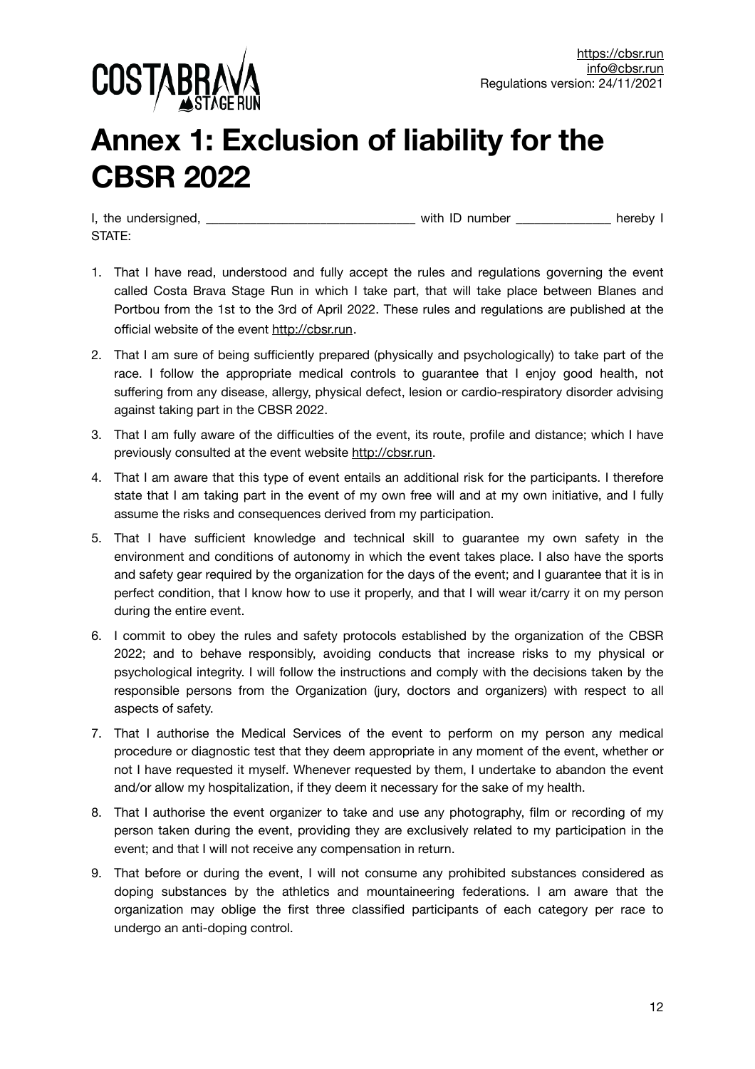# Annex 1: Exclusion of liability for the CBSR 2022

I, the undersigned, _______________________________ with ID number ______________ hereby I STATE:

1. That I have read, understood and fully accept the rules and regulations governing the event called Costa Brava Stage Run in which I take part, that will take place between Blanes and Portbou from the 1st to the 3rd of April 2022. These rules and regulations are published at the official website of the event http://cbsr.run.
2. That I am sure of being sufficiently prepared (physically and psychologically) to take part of the race. I follow the appropriate medical controls to guarantee that I enjoy good health, not suffering from any disease, allergy, physical defect, lesion or cardio-respiratory disorder advising against taking part in the CBSR 2022.
3. That I am fully aware of the difficulties of the event, its route, profile and distance; which I have previously consulted at the event website http://cbsr.run.
4. That I am aware that this type of event entails an additional risk for the participants. I therefore state that I am taking part in the event of my own free will and at my own initiative, and I fully assume the risks and consequences derived from my participation.
5. That I have sufficient knowledge and technical skill to guarantee my own safety in the environment and conditions of autonomy in which the event takes place. I also have the sports and safety gear required by the organization for the days of the event; and I guarantee that it is in perfect condition, that I know how to use it properly, and that I will wear it/carry it on my person during the entire event.
6. I commit to obey the rules and safety protocols established by the organization of the CBSR 2022; and to behave responsibly, avoiding conducts that increase risks to my physical or psychological integrity. I will follow the instructions and comply with the decisions taken by the responsible persons from the Organization (jury, doctors and organizers) with respect to all aspects of safety.
7. That I authorise the Medical Services of the event to perform on my person any medical procedure or diagnostic test that they deem appropriate in any moment of the event, whether or not I have requested it myself. Whenever requested by them, I undertake to abandon the event and/or allow my hospitalization, if they deem it necessary for the sake of my health.
8. That I authorise the event organizer to take and use any photography, film or recording of my person taken during the event, providing they are exclusively related to my participation in the event; and that I will not receive any compensation in return.
9. That before or during the event, I will not consume any prohibited substances considered as doping substances by the athletics and mountaineering federations. I am aware that the organization may oblige the first three classified participants of each category per race to undergo an anti-doping control.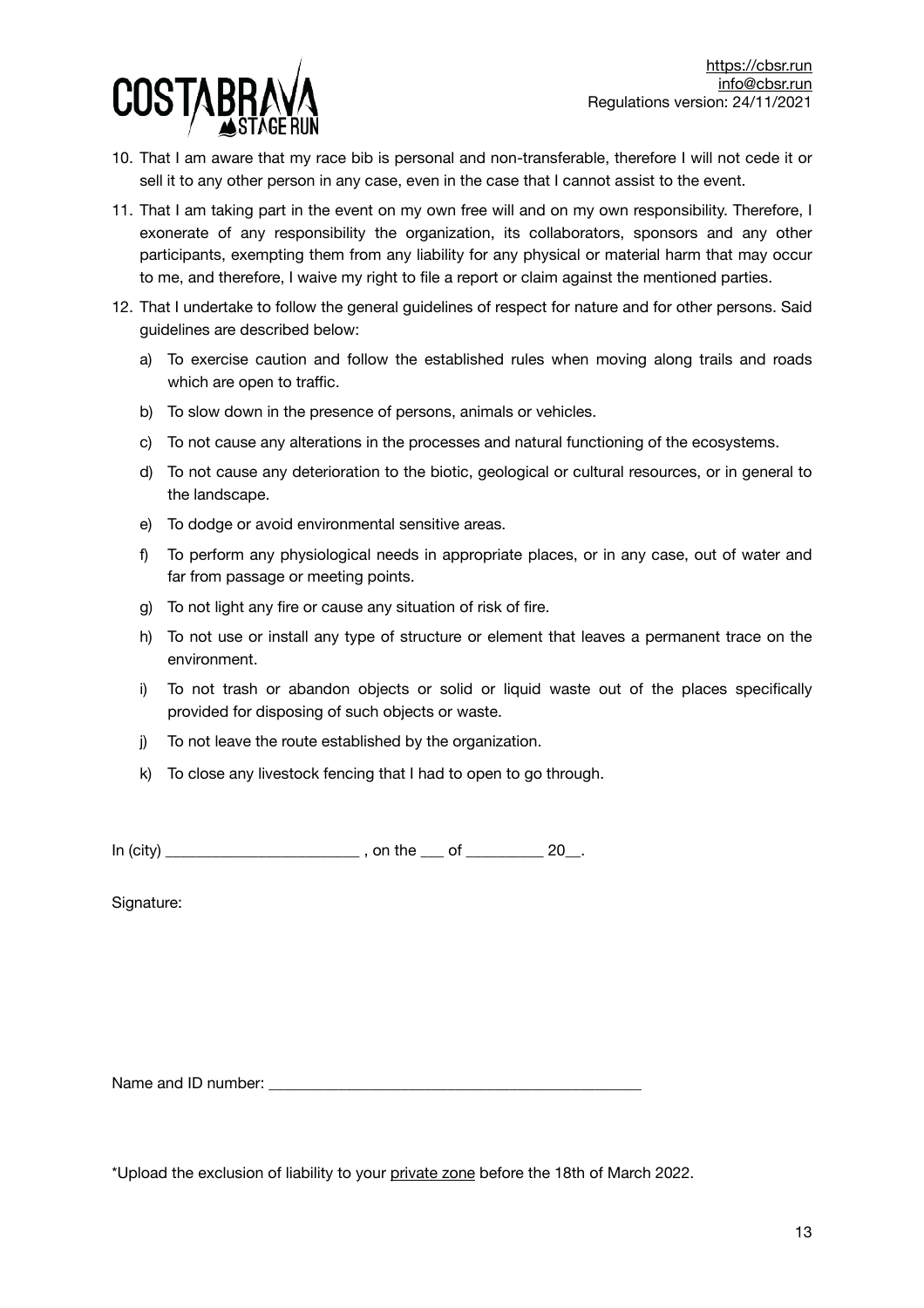10. That I am aware that my race bib is personal and non-transferable, therefore I will not cede it or sell it to any other person in any case, even in the case that I cannot assist to the event.
11. That I am taking part in the event on my own free will and on my own responsibility. Therefore, I exonerate of any responsibility the organization, its collaborators, sponsors and any other participants, exempting them from any liability for any physical or material harm that may occur to me, and therefore, I waive my right to file a report or claim against the mentioned parties.
12. That I undertake to follow the general guidelines of respect for nature and for other persons. Said guidelines are described below:
    a) To exercise caution and follow the established rules when moving along trails and roads which are open to traffic.
    b) To slow down in the presence of persons, animals or vehicles.
    c) To not cause any alterations in the processes and natural functioning of the ecosystems.
    d) To not cause any deterioration to the biotic, geological or cultural resources, or in general to the landscape.
    e) To dodge or avoid environmental sensitive areas.
    f) To perform any physiological needs in appropriate places, or in any case, out of water and far from passage or meeting points.
    g) To not light any fire or cause any situation of risk of fire.
    h) To not use or install any type of structure or element that leaves a permanent trace on the environment.
    i) To not trash or abandon objects or solid or liquid waste out of the places specifically provided for disposing of such objects or waste.
    j) To not leave the route established by the organization.
    k) To close any livestock fencing that I had to open to go through.

In (city) ________________________ , on the ___ of _________ 20__.

Signature:

Name and ID number: ________________________________________________

*Upload the exclusion of liability to your private zone before the 18th of March 2022.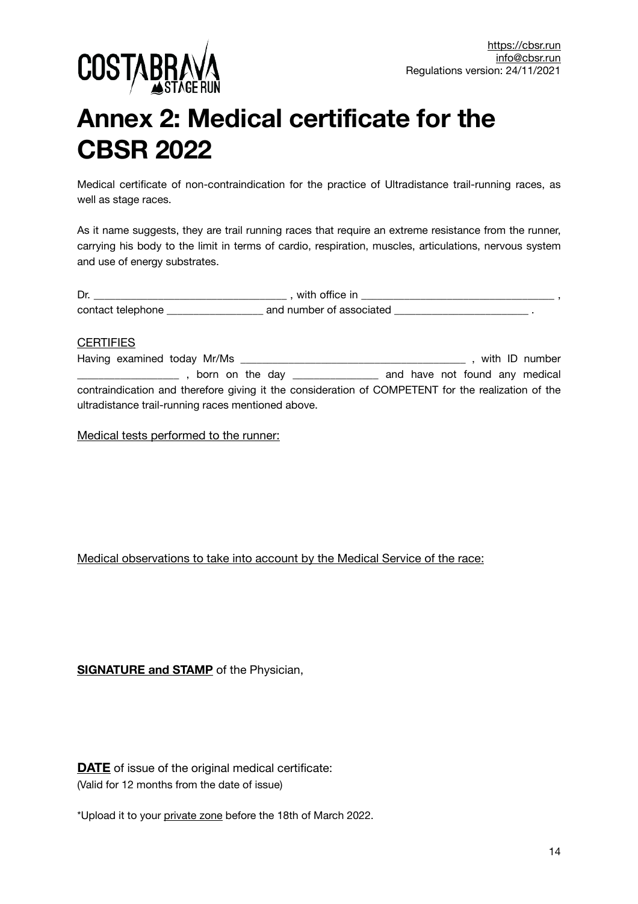https://cbsr.run
info@cbsr.run
Regulations version: 24/11/2021

# Annex 2: Medical certificate for the CBSR 2022

Medical certificate of non-contraindication for the practice of Ultradistance trail-running races, as well as stage races.

As it name suggests, they are trail running races that require an extreme resistance from the runner, carrying his body to the limit in terms of cardio, respiration, muscles, articulations, nervous system and use of energy substrates.

Dr. ________________________________ , with office in ________________________________ , contact telephone ________________ and number of associated ______________________ .

CERTIFIES

Having examined today Mr/Ms ____________________________________ , with ID number ________________ , born on the day ______________ and have not found any medical contraindication and therefore giving it the consideration of COMPETENT for the realization of the ultradistance trail-running races mentioned above.

Medical tests performed to the runner:

Medical observations to take into account by the Medical Service of the race:

**SIGNATURE and STAMP** of the Physician,

**DATE** of issue of the original medical certificate:
(Valid for 12 months from the date of issue)

*Upload it to your private zone before the 18th of March 2022.